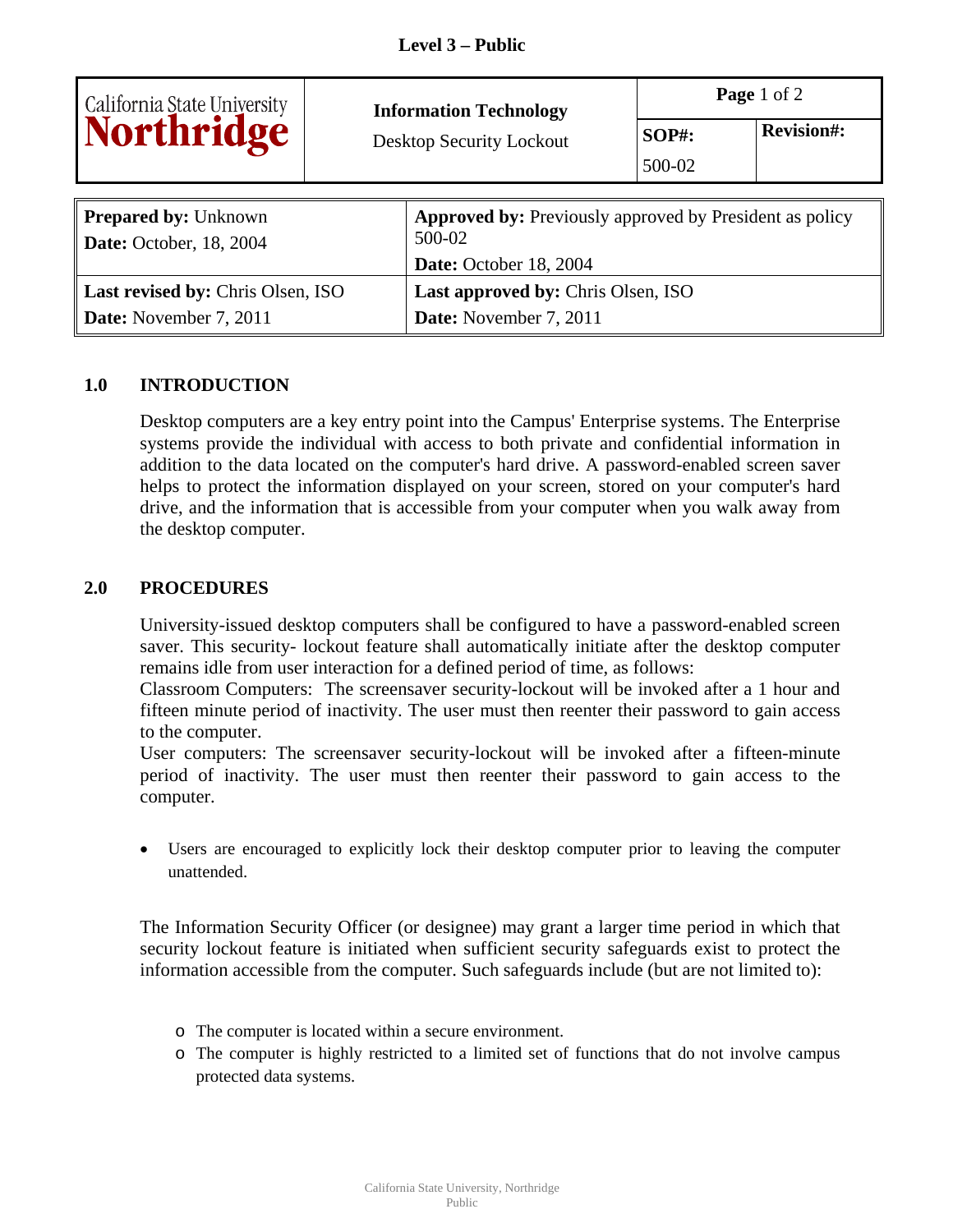**Level 3 – Public**

| California State University Northridge | **Information Technology**<br>Desktop Security Lockout | **Page** 1 of 2 | |
|---|---|---|---|
| | | **SOP#:**<br>500-02 | **Revision#:** |

| | |
|---|---|
| **Prepared by:** Unknown<br>**Date:** October, 18, 2004 | **Approved by:** Previously approved by President as policy 500-02<br>**Date:** October 18, 2004 |
| **Last revised by:** Chris Olsen, ISO<br>**Date:** November 7, 2011 | **Last approved by:** Chris Olsen, ISO<br>**Date:** November 7, 2011 |

## 1.0 INTRODUCTION

Desktop computers are a key entry point into the Campus' Enterprise systems. The Enterprise systems provide the individual with access to both private and confidential information in addition to the data located on the computer's hard drive. A password-enabled screen saver helps to protect the information displayed on your screen, stored on your computer's hard drive, and the information that is accessible from your computer when you walk away from the desktop computer.

## 2.0 PROCEDURES

University-issued desktop computers shall be configured to have a password-enabled screen saver. This security- lockout feature shall automatically initiate after the desktop computer remains idle from user interaction for a defined period of time, as follows:
Classroom Computers: The screensaver security-lockout will be invoked after a 1 hour and fifteen minute period of inactivity. The user must then reenter their password to gain access to the computer.
User computers: The screensaver security-lockout will be invoked after a fifteen-minute period of inactivity. The user must then reenter their password to gain access to the computer.

- Users are encouraged to explicitly lock their desktop computer prior to leaving the computer unattended.

The Information Security Officer (or designee) may grant a larger time period in which that security lockout feature is initiated when sufficient security safeguards exist to protect the information accessible from the computer. Such safeguards include (but are not limited to):

- The computer is located within a secure environment.
- The computer is highly restricted to a limited set of functions that do not involve campus protected data systems.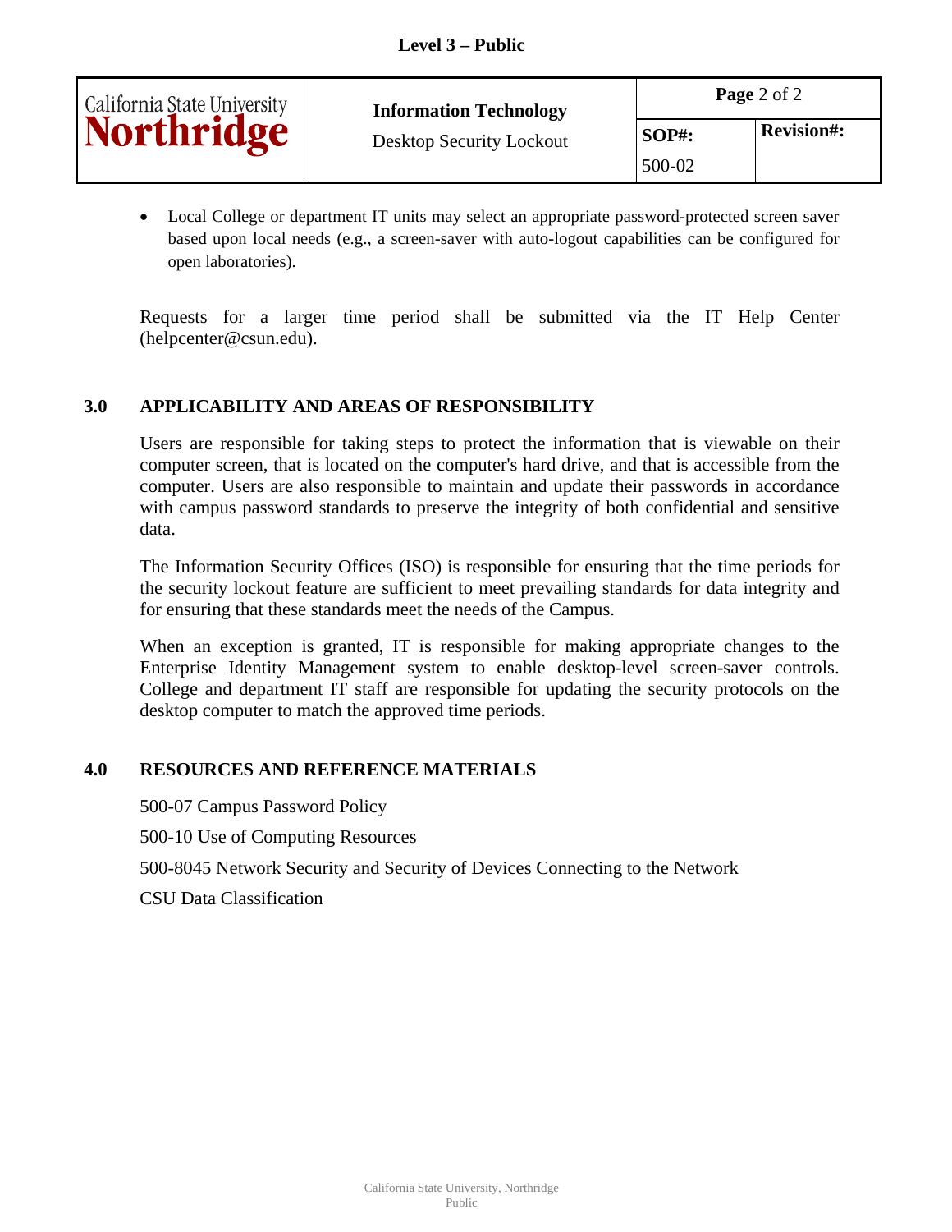- Local College or department IT units may select an appropriate password-protected screen saver based upon local needs (e.g., a screen-saver with auto-logout capabilities can be configured for open laboratories).

Requests for a larger time period shall be submitted via the IT Help Center (helpcenter@csun.edu).

## 3.0 APPLICABILITY AND AREAS OF RESPONSIBILITY

Users are responsible for taking steps to protect the information that is viewable on their computer screen, that is located on the computer's hard drive, and that is accessible from the computer. Users are also responsible to maintain and update their passwords in accordance with campus password standards to preserve the integrity of both confidential and sensitive data.

The Information Security Offices (ISO) is responsible for ensuring that the time periods for the security lockout feature are sufficient to meet prevailing standards for data integrity and for ensuring that these standards meet the needs of the Campus.

When an exception is granted, IT is responsible for making appropriate changes to the Enterprise Identity Management system to enable desktop-level screen-saver controls. College and department IT staff are responsible for updating the security protocols on the desktop computer to match the approved time periods.

## 4.0 RESOURCES AND REFERENCE MATERIALS

500-07 Campus Password Policy

500-10 Use of Computing Resources

500-8045 Network Security and Security of Devices Connecting to the Network

CSU Data Classification